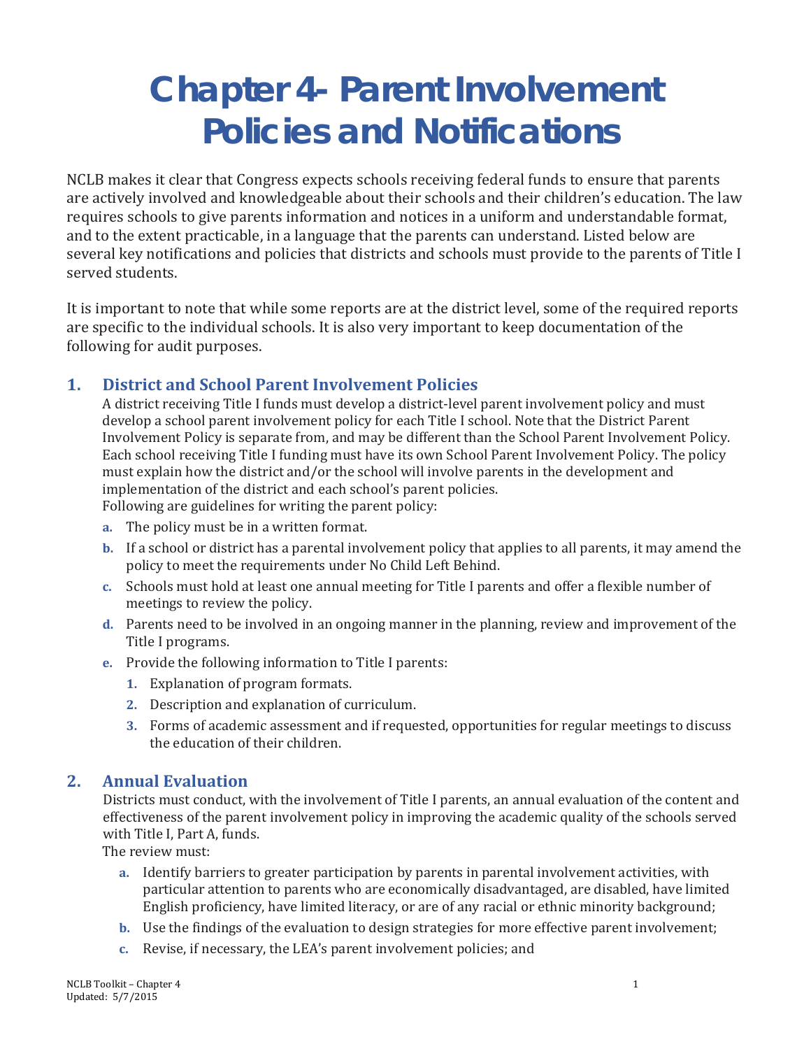# Chapter 4- Parent Involvement Policies and Notifications

NCLB makes it clear that Congress expects schools receiving federal funds to ensure that parents are actively involved and knowledgeable about their schools and their children's education. The law requires schools to give parents information and notices in a uniform and understandable format, and to the extent practicable, in a language that the parents can understand. Listed below are several key notifications and policies that districts and schools must provide to the parents of Title I served students.

It is important to note that while some reports are at the district level, some of the required reports are specific to the individual schools. It is also very important to keep documentation of the following for audit purposes.

## 1. District and School Parent Involvement Policies

A district receiving Title I funds must develop a district-level parent involvement policy and must develop a school parent involvement policy for each Title I school. Note that the District Parent Involvement Policy is separate from, and may be different than the School Parent Involvement Policy. Each school receiving Title I funding must have its own School Parent Involvement Policy. The policy must explain how the district and/or the school will involve parents in the development and implementation of the district and each school's parent policies.

Following are guidelines for writing the parent policy:

a. The policy must be in a written format.
b. If a school or district has a parental involvement policy that applies to all parents, it may amend the policy to meet the requirements under No Child Left Behind.
c. Schools must hold at least one annual meeting for Title I parents and offer a flexible number of meetings to review the policy.
d. Parents need to be involved in an ongoing manner in the planning, review and improvement of the Title I programs.
e. Provide the following information to Title I parents:
    1. Explanation of program formats.
    2. Description and explanation of curriculum.
    3. Forms of academic assessment and if requested, opportunities for regular meetings to discuss the education of their children.

## 2. Annual Evaluation

Districts must conduct, with the involvement of Title I parents, an annual evaluation of the content and effectiveness of the parent involvement policy in improving the academic quality of the schools served with Title I, Part A, funds.

The review must:

a. Identify barriers to greater participation by parents in parental involvement activities, with particular attention to parents who are economically disadvantaged, are disabled, have limited English proficiency, have limited literacy, or are of any racial or ethnic minority background;
b. Use the findings of the evaluation to design strategies for more effective parent involvement;
c. Revise, if necessary, the LEA's parent involvement policies; and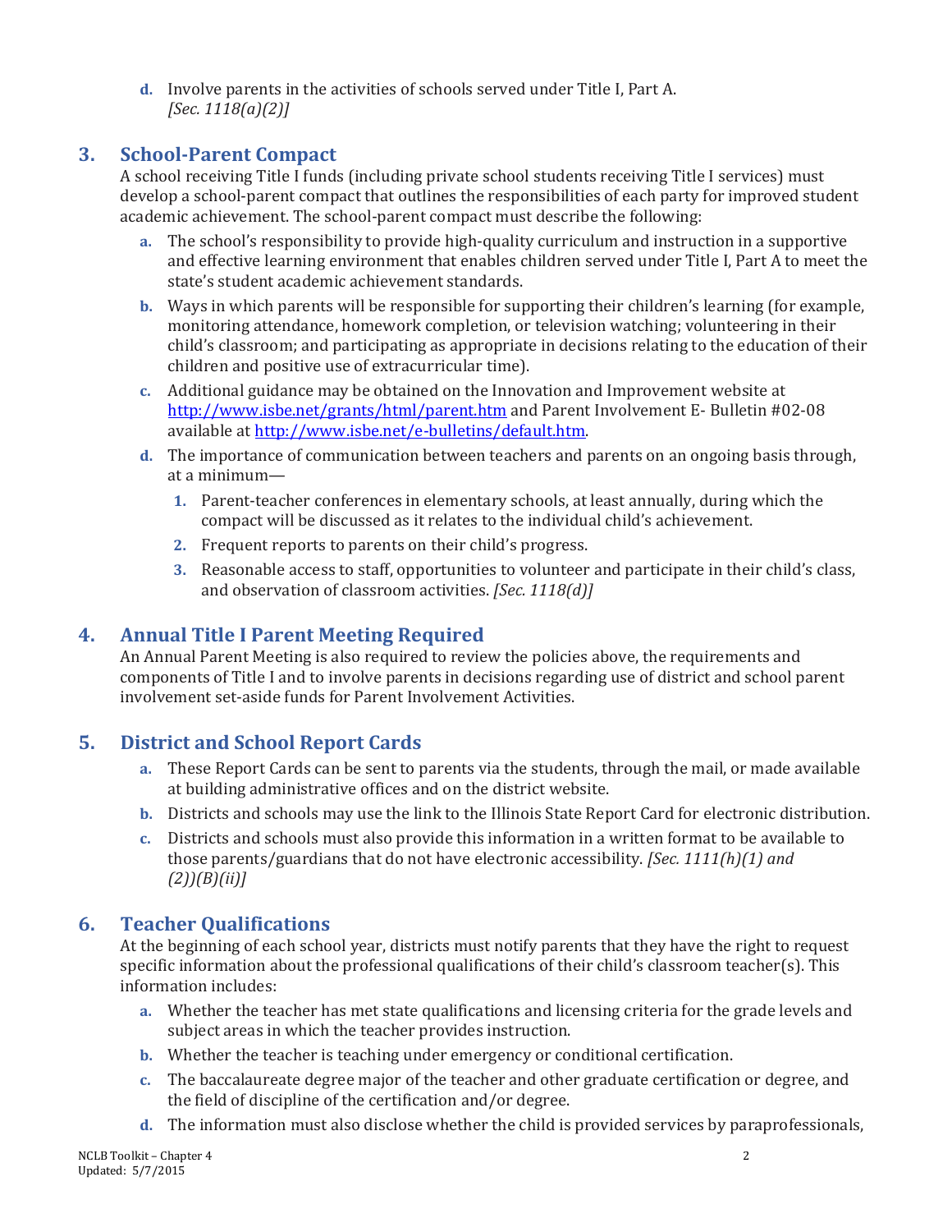d. Involve parents in the activities of schools served under Title I, Part A. *[Sec. 1118(a)(2)]*

## 3. School-Parent Compact

A school receiving Title I funds (including private school students receiving Title I services) must develop a school-parent compact that outlines the responsibilities of each party for improved student academic achievement. The school-parent compact must describe the following:

a. The school's responsibility to provide high-quality curriculum and instruction in a supportive and effective learning environment that enables children served under Title I, Part A to meet the state's student academic achievement standards.

b. Ways in which parents will be responsible for supporting their children's learning (for example, monitoring attendance, homework completion, or television watching; volunteering in their child's classroom; and participating as appropriate in decisions relating to the education of their children and positive use of extracurricular time).

c. Additional guidance may be obtained on the Innovation and Improvement website at http://www.isbe.net/grants/html/parent.htm and Parent Involvement E- Bulletin #02-08 available at http://www.isbe.net/e-bulletins/default.htm.

d. The importance of communication between teachers and parents on an ongoing basis through, at a minimum—

   1. Parent-teacher conferences in elementary schools, at least annually, during which the compact will be discussed as it relates to the individual child's achievement.
   2. Frequent reports to parents on their child's progress.
   3. Reasonable access to staff, opportunities to volunteer and participate in their child's class, and observation of classroom activities. *[Sec. 1118(d)]*

## 4. Annual Title I Parent Meeting Required

An Annual Parent Meeting is also required to review the policies above, the requirements and components of Title I and to involve parents in decisions regarding use of district and school parent involvement set-aside funds for Parent Involvement Activities.

## 5. District and School Report Cards

a. These Report Cards can be sent to parents via the students, through the mail, or made available at building administrative offices and on the district website.

b. Districts and schools may use the link to the Illinois State Report Card for electronic distribution.

c. Districts and schools must also provide this information in a written format to be available to those parents/guardians that do not have electronic accessibility. *[Sec. 1111(h)(1) and (2))(B)(ii)]*

## 6. Teacher Qualifications

At the beginning of each school year, districts must notify parents that they have the right to request specific information about the professional qualifications of their child's classroom teacher(s). This information includes:

a. Whether the teacher has met state qualifications and licensing criteria for the grade levels and subject areas in which the teacher provides instruction.

b. Whether the teacher is teaching under emergency or conditional certification.

c. The baccalaureate degree major of the teacher and other graduate certification or degree, and the field of discipline of the certification and/or degree.

d. The information must also disclose whether the child is provided services by paraprofessionals,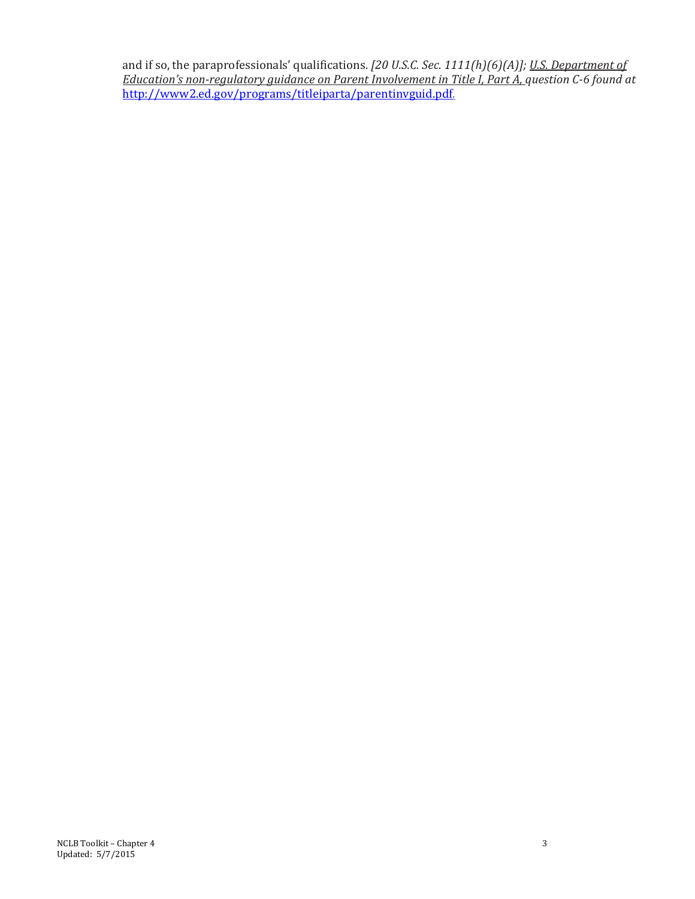and if so, the paraprofessionals' qualifications. *[20 U.S.C. Sec. 1111(h)(6)(A)]; U.S. Department of Education's non-regulatory guidance on Parent Involvement in Title I, Part A, question C-6 found at* http://www2.ed.gov/programs/titleiparta/parentinvguid.pdf.